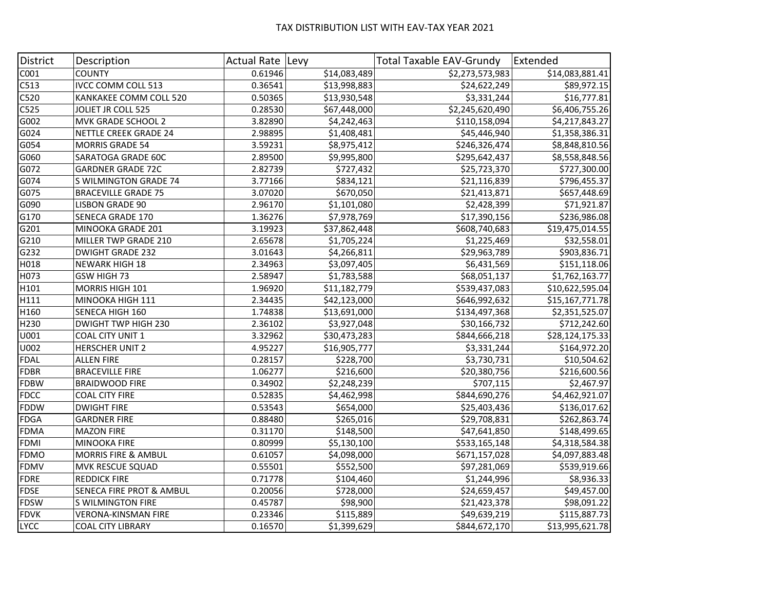# TAX DISTRIBUTION LIST WITH EAV-TAX YEAR 2021

| District | Description | Actual Rate | Levy | Total Taxable EAV-Grundy | Extended |
|---|---|---|---|---|---|
| C001 | COUNTY | 0.61946 | $14,083,489 | $2,273,573,983 | $14,083,881.41 |
| C513 | IVCC COMM COLL 513 | 0.36541 | $13,998,883 | $24,622,249 | $89,972.15 |
| C520 | KANKAKEE COMM COLL 520 | 0.50365 | $13,930,548 | $3,331,244 | $16,777.81 |
| C525 | JOLIET JR COLL 525 | 0.28530 | $67,448,000 | $2,245,620,490 | $6,406,755.26 |
| G002 | MVK GRADE SCHOOL 2 | 3.82890 | $4,242,463 | $110,158,094 | $4,217,843.27 |
| G024 | NETTLE CREEK GRADE 24 | 2.98895 | $1,408,481 | $45,446,940 | $1,358,386.31 |
| G054 | MORRIS GRADE 54 | 3.59231 | $8,975,412 | $246,326,474 | $8,848,810.56 |
| G060 | SARATOGA GRADE 60C | 2.89500 | $9,995,800 | $295,642,437 | $8,558,848.56 |
| G072 | GARDNER GRADE 72C | 2.82739 | $727,432 | $25,723,370 | $727,300.00 |
| G074 | S WILMINGTON GRADE 74 | 3.77166 | $834,121 | $21,116,839 | $796,455.37 |
| G075 | BRACEVILLE GRADE 75 | 3.07020 | $670,050 | $21,413,871 | $657,448.69 |
| G090 | LISBON GRADE 90 | 2.96170 | $1,101,080 | $2,428,399 | $71,921.87 |
| G170 | SENECA GRADE 170 | 1.36276 | $7,978,769 | $17,390,156 | $236,986.08 |
| G201 | MINOOKA GRADE 201 | 3.19923 | $37,862,448 | $608,740,683 | $19,475,014.55 |
| G210 | MILLER TWP GRADE 210 | 2.65678 | $1,705,224 | $1,225,469 | $32,558.01 |
| G232 | DWIGHT GRADE 232 | 3.01643 | $4,266,811 | $29,963,789 | $903,836.71 |
| H018 | NEWARK HIGH 18 | 2.34963 | $3,097,405 | $6,431,569 | $151,118.06 |
| H073 | GSW HIGH 73 | 2.58947 | $1,783,588 | $68,051,137 | $1,762,163.77 |
| H101 | MORRIS HIGH 101 | 1.96920 | $11,182,779 | $539,437,083 | $10,622,595.04 |
| H111 | MINOOKA HIGH 111 | 2.34435 | $42,123,000 | $646,992,632 | $15,167,771.78 |
| H160 | SENECA HIGH 160 | 1.74838 | $13,691,000 | $134,497,368 | $2,351,525.07 |
| H230 | DWIGHT TWP HIGH 230 | 2.36102 | $3,927,048 | $30,166,732 | $712,242.60 |
| U001 | COAL CITY UNIT 1 | 3.32962 | $30,473,283 | $844,666,218 | $28,124,175.33 |
| U002 | HERSCHER UNIT 2 | 4.95227 | $16,905,777 | $3,331,244 | $164,972.20 |
| FDAL | ALLEN FIRE | 0.28157 | $228,700 | $3,730,731 | $10,504.62 |
| FDBR | BRACEVILLE FIRE | 1.06277 | $216,600 | $20,380,756 | $216,600.56 |
| FDBW | BRAIDWOOD FIRE | 0.34902 | $2,248,239 | $707,115 | $2,467.97 |
| FDCC | COAL CITY FIRE | 0.52835 | $4,462,998 | $844,690,276 | $4,462,921.07 |
| FDDW | DWIGHT FIRE | 0.53543 | $654,000 | $25,403,436 | $136,017.62 |
| FDGA | GARDNER FIRE | 0.88480 | $265,016 | $29,708,831 | $262,863.74 |
| FDMA | MAZON FIRE | 0.31170 | $148,500 | $47,641,850 | $148,499.65 |
| FDMI | MINOOKA FIRE | 0.80999 | $5,130,100 | $533,165,148 | $4,318,584.38 |
| FDMO | MORRIS FIRE & AMBUL | 0.61057 | $4,098,000 | $671,157,028 | $4,097,883.48 |
| FDMV | MVK RESCUE SQUAD | 0.55501 | $552,500 | $97,281,069 | $539,919.66 |
| FDRE | REDDICK FIRE | 0.71778 | $104,460 | $1,244,996 | $8,936.33 |
| FDSE | SENECA FIRE PROT & AMBUL | 0.20056 | $728,000 | $24,659,457 | $49,457.00 |
| FDSW | S WILMINGTON FIRE | 0.45787 | $98,900 | $21,423,378 | $98,091.22 |
| FDVK | VERONA-KINSMAN FIRE | 0.23346 | $115,889 | $49,639,219 | $115,887.73 |
| LYCC | COAL CITY LIBRARY | 0.16570 | $1,399,629 | $844,672,170 | $13,995,621.78 |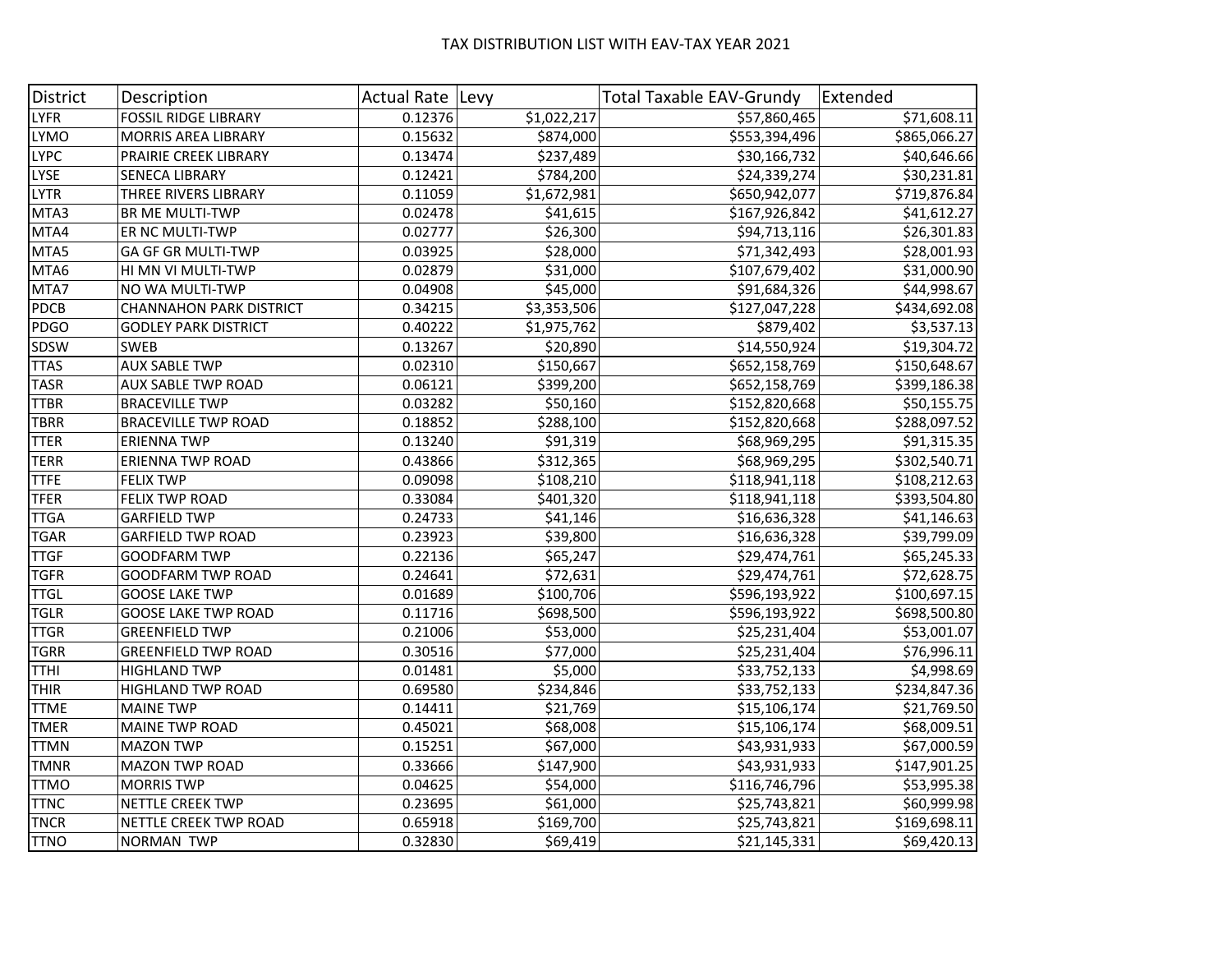TAX DISTRIBUTION LIST WITH EAV-TAX YEAR 2021

| District | Description | Actual Rate | Levy | Total Taxable EAV-Grundy | Extended |
|---|---|---|---|---|---|
| LYFR | FOSSIL RIDGE LIBRARY | 0.12376 | $1,022,217 | $57,860,465 | $71,608.11 |
| LYMO | MORRIS AREA LIBRARY | 0.15632 | $874,000 | $553,394,496 | $865,066.27 |
| LYPC | PRAIRIE CREEK LIBRARY | 0.13474 | $237,489 | $30,166,732 | $40,646.66 |
| LYSE | SENECA LIBRARY | 0.12421 | $784,200 | $24,339,274 | $30,231.81 |
| LYTR | THREE RIVERS LIBRARY | 0.11059 | $1,672,981 | $650,942,077 | $719,876.84 |
| MTA3 | BR ME MULTI-TWP | 0.02478 | $41,615 | $167,926,842 | $41,612.27 |
| MTA4 | ER NC MULTI-TWP | 0.02777 | $26,300 | $94,713,116 | $26,301.83 |
| MTA5 | GA GF GR MULTI-TWP | 0.03925 | $28,000 | $71,342,493 | $28,001.93 |
| MTA6 | HI MN VI MULTI-TWP | 0.02879 | $31,000 | $107,679,402 | $31,000.90 |
| MTA7 | NO WA MULTI-TWP | 0.04908 | $45,000 | $91,684,326 | $44,998.67 |
| PDCB | CHANNAHON PARK DISTRICT | 0.34215 | $3,353,506 | $127,047,228 | $434,692.08 |
| PDGO | GODLEY PARK DISTRICT | 0.40222 | $1,975,762 | $879,402 | $3,537.13 |
| SDSW | SWEB | 0.13267 | $20,890 | $14,550,924 | $19,304.72 |
| TTAS | AUX SABLE TWP | 0.02310 | $150,667 | $652,158,769 | $150,648.67 |
| TASR | AUX SABLE TWP ROAD | 0.06121 | $399,200 | $652,158,769 | $399,186.38 |
| TTBR | BRACEVILLE TWP | 0.03282 | $50,160 | $152,820,668 | $50,155.75 |
| TBRR | BRACEVILLE TWP ROAD | 0.18852 | $288,100 | $152,820,668 | $288,097.52 |
| TTER | ERIENNA TWP | 0.13240 | $91,319 | $68,969,295 | $91,315.35 |
| TERR | ERIENNA TWP ROAD | 0.43866 | $312,365 | $68,969,295 | $302,540.71 |
| TTFE | FELIX TWP | 0.09098 | $108,210 | $118,941,118 | $108,212.63 |
| TFER | FELIX TWP ROAD | 0.33084 | $401,320 | $118,941,118 | $393,504.80 |
| TTGA | GARFIELD TWP | 0.24733 | $41,146 | $16,636,328 | $41,146.63 |
| TGAR | GARFIELD TWP ROAD | 0.23923 | $39,800 | $16,636,328 | $39,799.09 |
| TTGF | GOODFARM TWP | 0.22136 | $65,247 | $29,474,761 | $65,245.33 |
| TGFR | GOODFARM TWP ROAD | 0.24641 | $72,631 | $29,474,761 | $72,628.75 |
| TTGL | GOOSE LAKE TWP | 0.01689 | $100,706 | $596,193,922 | $100,697.15 |
| TGLR | GOOSE LAKE TWP ROAD | 0.11716 | $698,500 | $596,193,922 | $698,500.80 |
| TTGR | GREENFIELD TWP | 0.21006 | $53,000 | $25,231,404 | $53,001.07 |
| TGRR | GREENFIELD TWP ROAD | 0.30516 | $77,000 | $25,231,404 | $76,996.11 |
| TTHI | HIGHLAND TWP | 0.01481 | $5,000 | $33,752,133 | $4,998.69 |
| THIR | HIGHLAND TWP ROAD | 0.69580 | $234,846 | $33,752,133 | $234,847.36 |
| TTME | MAINE TWP | 0.14411 | $21,769 | $15,106,174 | $21,769.50 |
| TMER | MAINE TWP ROAD | 0.45021 | $68,008 | $15,106,174 | $68,009.51 |
| TTMN | MAZON TWP | 0.15251 | $67,000 | $43,931,933 | $67,000.59 |
| TMNR | MAZON TWP ROAD | 0.33666 | $147,900 | $43,931,933 | $147,901.25 |
| TTMO | MORRIS TWP | 0.04625 | $54,000 | $116,746,796 | $53,995.38 |
| TTNC | NETTLE CREEK TWP | 0.23695 | $61,000 | $25,743,821 | $60,999.98 |
| TNCR | NETTLE CREEK TWP ROAD | 0.65918 | $169,700 | $25,743,821 | $169,698.11 |
| TTNO | NORMAN TWP | 0.32830 | $69,419 | $21,145,331 | $69,420.13 |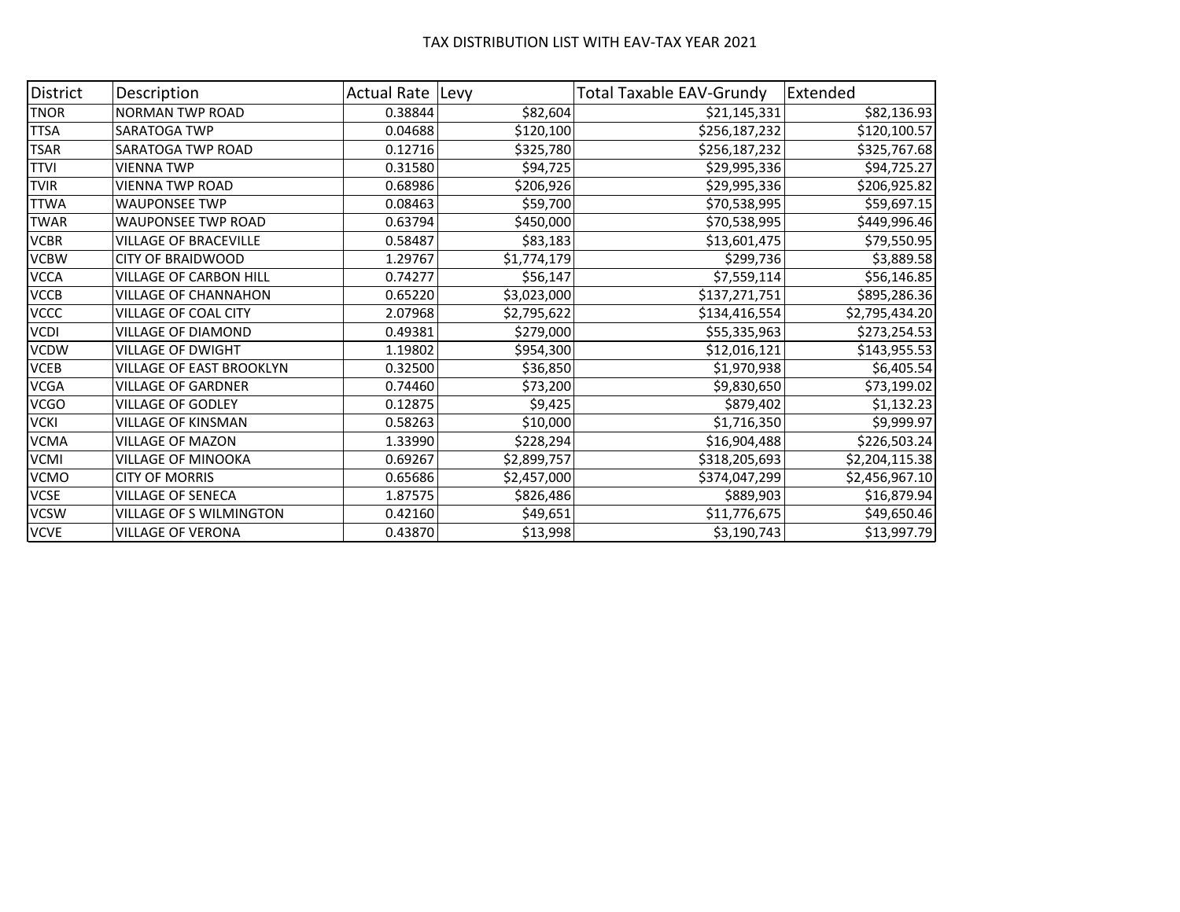TAX DISTRIBUTION LIST WITH EAV-TAX YEAR 2021

| District | Description | Actual Rate | Levy | Total Taxable EAV-Grundy | Extended |
|---|---|---|---|---|---|
| TNOR | NORMAN TWP ROAD | 0.38844 | $82,604 | $21,145,331 | $82,136.93 |
| TTSA | SARATOGA TWP | 0.04688 | $120,100 | $256,187,232 | $120,100.57 |
| TSAR | SARATOGA TWP ROAD | 0.12716 | $325,780 | $256,187,232 | $325,767.68 |
| TTVI | VIENNA TWP | 0.31580 | $94,725 | $29,995,336 | $94,725.27 |
| TVIR | VIENNA TWP ROAD | 0.68986 | $206,926 | $29,995,336 | $206,925.82 |
| TTWA | WAUPONSEE TWP | 0.08463 | $59,700 | $70,538,995 | $59,697.15 |
| TWAR | WAUPONSEE TWP ROAD | 0.63794 | $450,000 | $70,538,995 | $449,996.46 |
| VCBR | VILLAGE OF BRACEVILLE | 0.58487 | $83,183 | $13,601,475 | $79,550.95 |
| VCBW | CITY OF BRAIDWOOD | 1.29767 | $1,774,179 | $299,736 | $3,889.58 |
| VCCA | VILLAGE OF CARBON HILL | 0.74277 | $56,147 | $7,559,114 | $56,146.85 |
| VCCB | VILLAGE OF CHANNAHON | 0.65220 | $3,023,000 | $137,271,751 | $895,286.36 |
| VCCC | VILLAGE OF COAL CITY | 2.07968 | $2,795,622 | $134,416,554 | $2,795,434.20 |
| VCDI | VILLAGE OF DIAMOND | 0.49381 | $279,000 | $55,335,963 | $273,254.53 |
| VCDW | VILLAGE OF DWIGHT | 1.19802 | $954,300 | $12,016,121 | $143,955.53 |
| VCEB | VILLAGE OF EAST BROOKLYN | 0.32500 | $36,850 | $1,970,938 | $6,405.54 |
| VCGA | VILLAGE OF GARDNER | 0.74460 | $73,200 | $9,830,650 | $73,199.02 |
| VCGO | VILLAGE OF GODLEY | 0.12875 | $9,425 | $879,402 | $1,132.23 |
| VCKI | VILLAGE OF KINSMAN | 0.58263 | $10,000 | $1,716,350 | $9,999.97 |
| VCMA | VILLAGE OF MAZON | 1.33990 | $228,294 | $16,904,488 | $226,503.24 |
| VCMI | VILLAGE OF MINOOKA | 0.69267 | $2,899,757 | $318,205,693 | $2,204,115.38 |
| VCMO | CITY OF MORRIS | 0.65686 | $2,457,000 | $374,047,299 | $2,456,967.10 |
| VCSE | VILLAGE OF SENECA | 1.87575 | $826,486 | $889,903 | $16,879.94 |
| VCSW | VILLAGE OF S WILMINGTON | 0.42160 | $49,651 | $11,776,675 | $49,650.46 |
| VCVE | VILLAGE OF VERONA | 0.43870 | $13,998 | $3,190,743 | $13,997.79 |